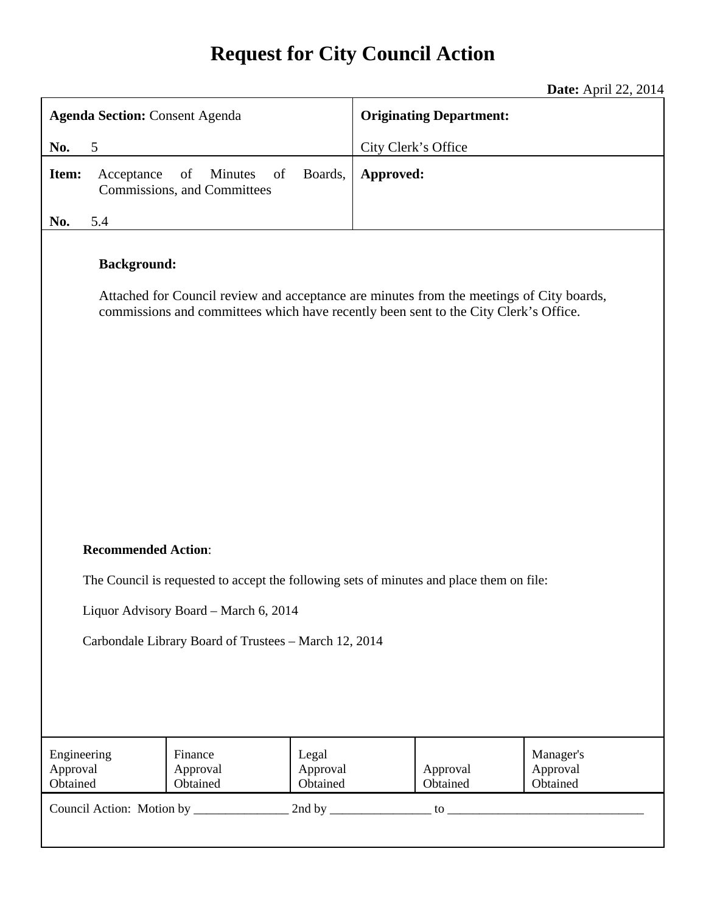# Request for City Council Action

**Date:** April 22, 2014

| **Agenda Section:** Consent Agenda<br><br>**No.** 5 | **Originating Department:**<br><br>City Clerk's Office |
|---|---|
| **Item:** Acceptance of Minutes of Boards, Commissions, and Committees<br><br>**No.** 5.4 | **Approved:** |

**Background:**

Attached for Council review and acceptance are minutes from the meetings of City boards, commissions and committees which have recently been sent to the City Clerk's Office.

**Recommended Action**:

The Council is requested to accept the following sets of minutes and place them on file:

Liquor Advisory Board – March 6, 2014

Carbondale Library Board of Trustees – March 12, 2014

| Engineering Approval Obtained | Finance Approval Obtained | Legal Approval Obtained | Approval Obtained | Manager's Approval Obtained |
|---|---|---|---|---|

Council Action: Motion by _______________ 2nd by ________________ to _______________________________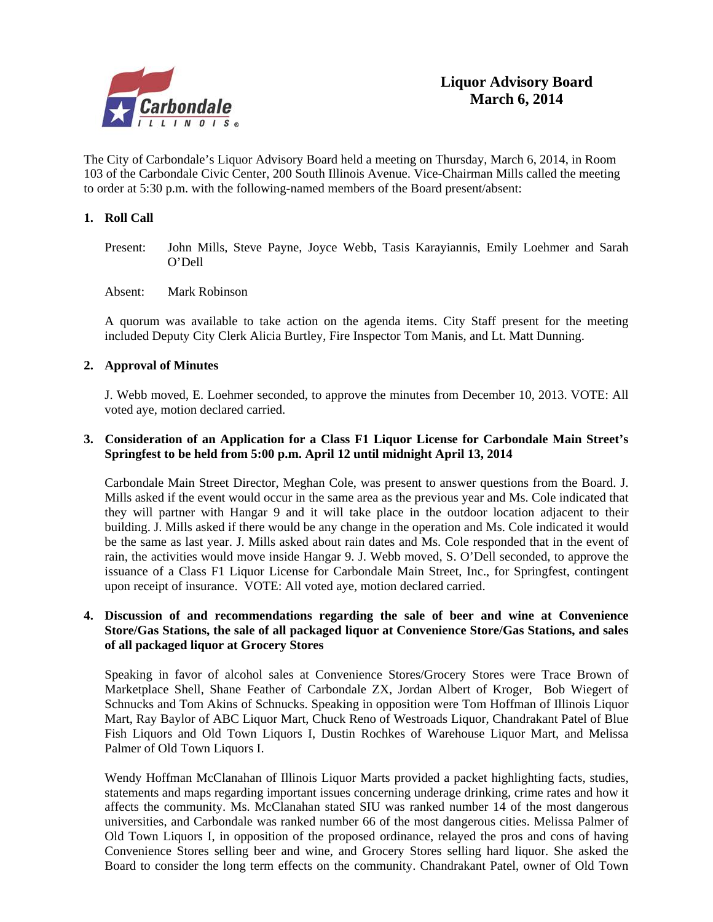# Liquor Advisory Board
# March 6, 2014

The City of Carbondale's Liquor Advisory Board held a meeting on Thursday, March 6, 2014, in Room 103 of the Carbondale Civic Center, 200 South Illinois Avenue. Vice-Chairman Mills called the meeting to order at 5:30 p.m. with the following-named members of the Board present/absent:

**1. Roll Call**

Present: John Mills, Steve Payne, Joyce Webb, Tasis Karayiannis, Emily Loehmer and Sarah O'Dell

Absent: Mark Robinson

A quorum was available to take action on the agenda items. City Staff present for the meeting included Deputy City Clerk Alicia Burtley, Fire Inspector Tom Manis, and Lt. Matt Dunning.

**2. Approval of Minutes**

J. Webb moved, E. Loehmer seconded, to approve the minutes from December 10, 2013. VOTE: All voted aye, motion declared carried.

**3. Consideration of an Application for a Class F1 Liquor License for Carbondale Main Street's Springfest to be held from 5:00 p.m. April 12 until midnight April 13, 2014**

Carbondale Main Street Director, Meghan Cole, was present to answer questions from the Board. J. Mills asked if the event would occur in the same area as the previous year and Ms. Cole indicated that they will partner with Hangar 9 and it will take place in the outdoor location adjacent to their building. J. Mills asked if there would be any change in the operation and Ms. Cole indicated it would be the same as last year. J. Mills asked about rain dates and Ms. Cole responded that in the event of rain, the activities would move inside Hangar 9. J. Webb moved, S. O'Dell seconded, to approve the issuance of a Class F1 Liquor License for Carbondale Main Street, Inc., for Springfest, contingent upon receipt of insurance. VOTE: All voted aye, motion declared carried.

**4. Discussion of and recommendations regarding the sale of beer and wine at Convenience Store/Gas Stations, the sale of all packaged liquor at Convenience Store/Gas Stations, and sales of all packaged liquor at Grocery Stores**

Speaking in favor of alcohol sales at Convenience Stores/Grocery Stores were Trace Brown of Marketplace Shell, Shane Feather of Carbondale ZX, Jordan Albert of Kroger, Bob Wiegert of Schnucks and Tom Akins of Schnucks. Speaking in opposition were Tom Hoffman of Illinois Liquor Mart, Ray Baylor of ABC Liquor Mart, Chuck Reno of Westroads Liquor, Chandrakant Patel of Blue Fish Liquors and Old Town Liquors I, Dustin Rochkes of Warehouse Liquor Mart, and Melissa Palmer of Old Town Liquors I.

Wendy Hoffman McClanahan of Illinois Liquor Marts provided a packet highlighting facts, studies, statements and maps regarding important issues concerning underage drinking, crime rates and how it affects the community. Ms. McClanahan stated SIU was ranked number 14 of the most dangerous universities, and Carbondale was ranked number 66 of the most dangerous cities. Melissa Palmer of Old Town Liquors I, in opposition of the proposed ordinance, relayed the pros and cons of having Convenience Stores selling beer and wine, and Grocery Stores selling hard liquor. She asked the Board to consider the long term effects on the community. Chandrakant Patel, owner of Old Town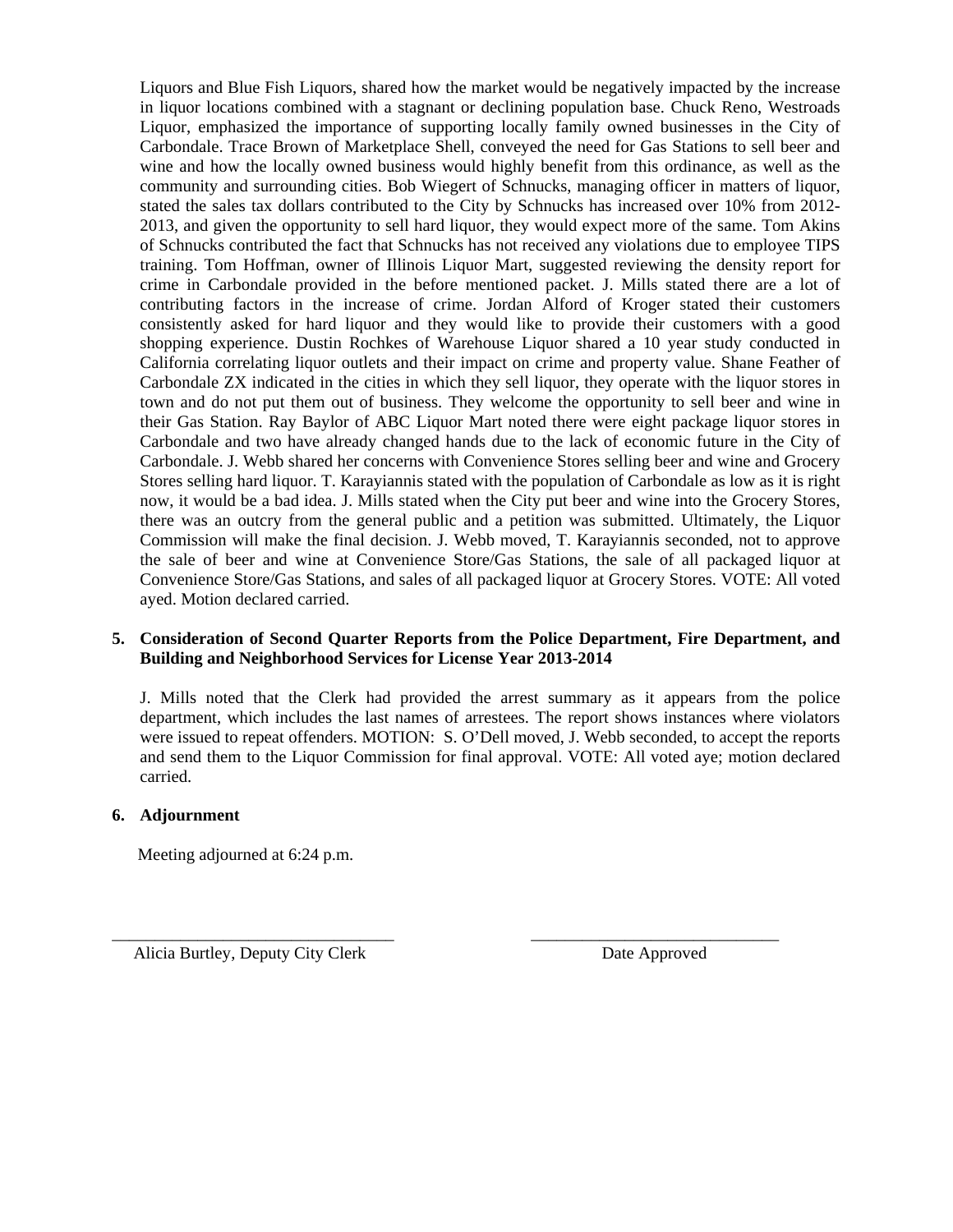Liquors and Blue Fish Liquors, shared how the market would be negatively impacted by the increase in liquor locations combined with a stagnant or declining population base. Chuck Reno, Westroads Liquor, emphasized the importance of supporting locally family owned businesses in the City of Carbondale. Trace Brown of Marketplace Shell, conveyed the need for Gas Stations to sell beer and wine and how the locally owned business would highly benefit from this ordinance, as well as the community and surrounding cities. Bob Wiegert of Schnucks, managing officer in matters of liquor, stated the sales tax dollars contributed to the City by Schnucks has increased over 10% from 2012-2013, and given the opportunity to sell hard liquor, they would expect more of the same. Tom Akins of Schnucks contributed the fact that Schnucks has not received any violations due to employee TIPS training. Tom Hoffman, owner of Illinois Liquor Mart, suggested reviewing the density report for crime in Carbondale provided in the before mentioned packet. J. Mills stated there are a lot of contributing factors in the increase of crime. Jordan Alford of Kroger stated their customers consistently asked for hard liquor and they would like to provide their customers with a good shopping experience. Dustin Rochkes of Warehouse Liquor shared a 10 year study conducted in California correlating liquor outlets and their impact on crime and property value. Shane Feather of Carbondale ZX indicated in the cities in which they sell liquor, they operate with the liquor stores in town and do not put them out of business. They welcome the opportunity to sell beer and wine in their Gas Station. Ray Baylor of ABC Liquor Mart noted there were eight package liquor stores in Carbondale and two have already changed hands due to the lack of economic future in the City of Carbondale. J. Webb shared her concerns with Convenience Stores selling beer and wine and Grocery Stores selling hard liquor. T. Karayiannis stated with the population of Carbondale as low as it is right now, it would be a bad idea. J. Mills stated when the City put beer and wine into the Grocery Stores, there was an outcry from the general public and a petition was submitted. Ultimately, the Liquor Commission will make the final decision. J. Webb moved, T. Karayiannis seconded, not to approve the sale of beer and wine at Convenience Store/Gas Stations, the sale of all packaged liquor at Convenience Store/Gas Stations, and sales of all packaged liquor at Grocery Stores. VOTE: All voted ayed. Motion declared carried.

**5. Consideration of Second Quarter Reports from the Police Department, Fire Department, and Building and Neighborhood Services for License Year 2013-2014**

J. Mills noted that the Clerk had provided the arrest summary as it appears from the police department, which includes the last names of arrestees. The report shows instances where violators were issued to repeat offenders. MOTION: S. O'Dell moved, J. Webb seconded, to accept the reports and send them to the Liquor Commission for final approval. VOTE: All voted aye; motion declared carried.

**6. Adjournment**

Meeting adjourned at 6:24 p.m.

\_\_\_\_\_\_\_\_\_\_\_\_\_\_\_\_\_\_\_\_\_\_\_\_\_\_\_\_\_\_\_\_\_ \_\_\_\_\_\_\_\_\_\_\_\_\_\_\_\_\_\_\_\_\_\_\_\_\_\_\_\_\_\_\_

Alicia Burtley, Deputy City Clerk Date Approved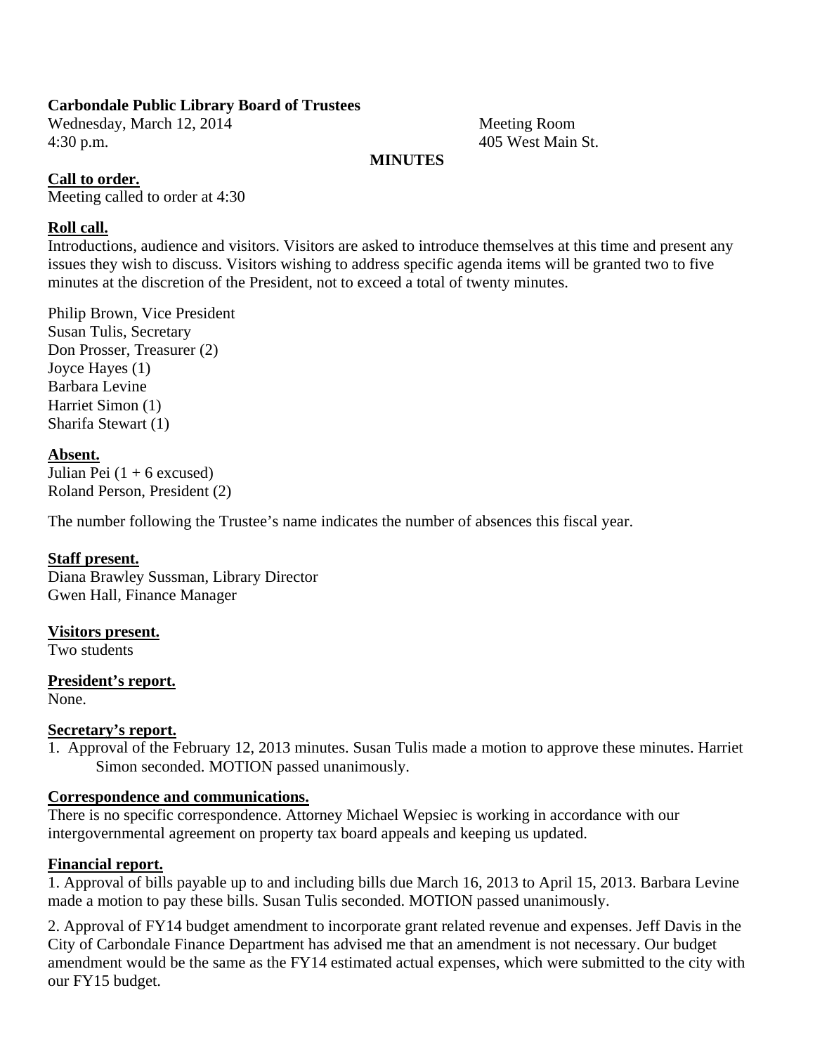**Carbondale Public Library Board of Trustees**

Wednesday, March 12, 2014
4:30 p.m.

Meeting Room
405 West Main St.

**MINUTES**

**Call to order.**

Meeting called to order at 4:30

**Roll call.**

Introductions, audience and visitors. Visitors are asked to introduce themselves at this time and present any issues they wish to discuss. Visitors wishing to address specific agenda items will be granted two to five minutes at the discretion of the President, not to exceed a total of twenty minutes.

Philip Brown, Vice President
Susan Tulis, Secretary
Don Prosser, Treasurer (2)
Joyce Hayes (1)
Barbara Levine
Harriet Simon (1)
Sharifa Stewart (1)

**Absent.**

Julian Pei (1 + 6 excused)
Roland Person, President (2)

The number following the Trustee's name indicates the number of absences this fiscal year.

**Staff present.**

Diana Brawley Sussman, Library Director
Gwen Hall, Finance Manager

**Visitors present.**

Two students

**President's report.**

None.

**Secretary's report.**

1. Approval of the February 12, 2013 minutes. Susan Tulis made a motion to approve these minutes. Harriet Simon seconded. MOTION passed unanimously.

**Correspondence and communications.**

There is no specific correspondence. Attorney Michael Wepsiec is working in accordance with our intergovernmental agreement on property tax board appeals and keeping us updated.

**Financial report.**

1. Approval of bills payable up to and including bills due March 16, 2013 to April 15, 2013. Barbara Levine made a motion to pay these bills. Susan Tulis seconded. MOTION passed unanimously.

2. Approval of FY14 budget amendment to incorporate grant related revenue and expenses. Jeff Davis in the City of Carbondale Finance Department has advised me that an amendment is not necessary. Our budget amendment would be the same as the FY14 estimated actual expenses, which were submitted to the city with our FY15 budget.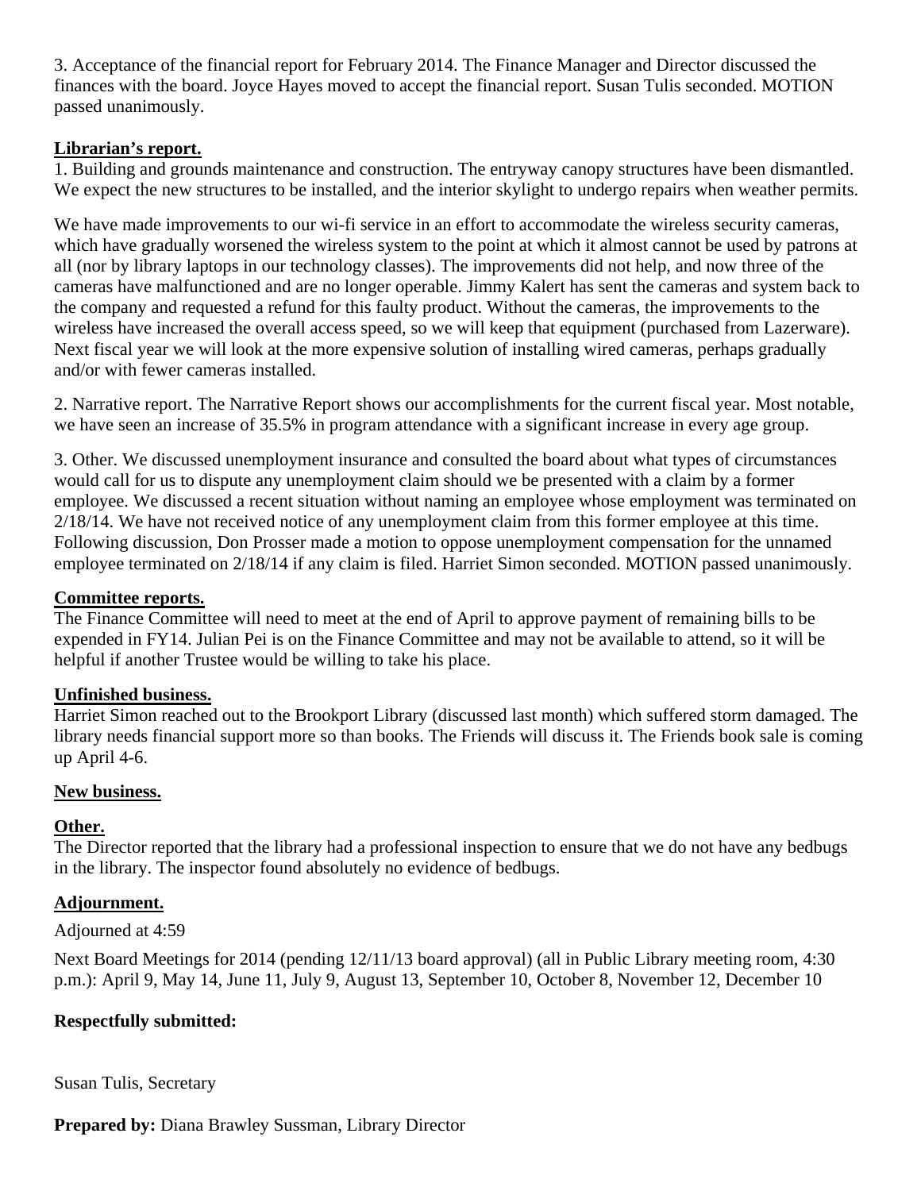3. Acceptance of the financial report for February 2014. The Finance Manager and Director discussed the finances with the board. Joyce Hayes moved to accept the financial report. Susan Tulis seconded. MOTION passed unanimously.

**Librarian's report.**

1. Building and grounds maintenance and construction. The entryway canopy structures have been dismantled. We expect the new structures to be installed, and the interior skylight to undergo repairs when weather permits.

We have made improvements to our wi-fi service in an effort to accommodate the wireless security cameras, which have gradually worsened the wireless system to the point at which it almost cannot be used by patrons at all (nor by library laptops in our technology classes). The improvements did not help, and now three of the cameras have malfunctioned and are no longer operable. Jimmy Kalert has sent the cameras and system back to the company and requested a refund for this faulty product. Without the cameras, the improvements to the wireless have increased the overall access speed, so we will keep that equipment (purchased from Lazerware). Next fiscal year we will look at the more expensive solution of installing wired cameras, perhaps gradually and/or with fewer cameras installed.

2. Narrative report. The Narrative Report shows our accomplishments for the current fiscal year. Most notable, we have seen an increase of 35.5% in program attendance with a significant increase in every age group.

3. Other. We discussed unemployment insurance and consulted the board about what types of circumstances would call for us to dispute any unemployment claim should we be presented with a claim by a former employee. We discussed a recent situation without naming an employee whose employment was terminated on 2/18/14. We have not received notice of any unemployment claim from this former employee at this time. Following discussion, Don Prosser made a motion to oppose unemployment compensation for the unnamed employee terminated on 2/18/14 if any claim is filed. Harriet Simon seconded. MOTION passed unanimously.

**Committee reports.**

The Finance Committee will need to meet at the end of April to approve payment of remaining bills to be expended in FY14. Julian Pei is on the Finance Committee and may not be available to attend, so it will be helpful if another Trustee would be willing to take his place.

**Unfinished business.**

Harriet Simon reached out to the Brookport Library (discussed last month) which suffered storm damaged. The library needs financial support more so than books. The Friends will discuss it. The Friends book sale is coming up April 4-6.

**New business.**

**Other.**

The Director reported that the library had a professional inspection to ensure that we do not have any bedbugs in the library. The inspector found absolutely no evidence of bedbugs.

**Adjournment.**

Adjourned at 4:59

Next Board Meetings for 2014 (pending 12/11/13 board approval) (all in Public Library meeting room, 4:30 p.m.): April 9, May 14, June 11, July 9, August 13, September 10, October 8, November 12, December 10

**Respectfully submitted:**

Susan Tulis, Secretary

**Prepared by:** Diana Brawley Sussman, Library Director